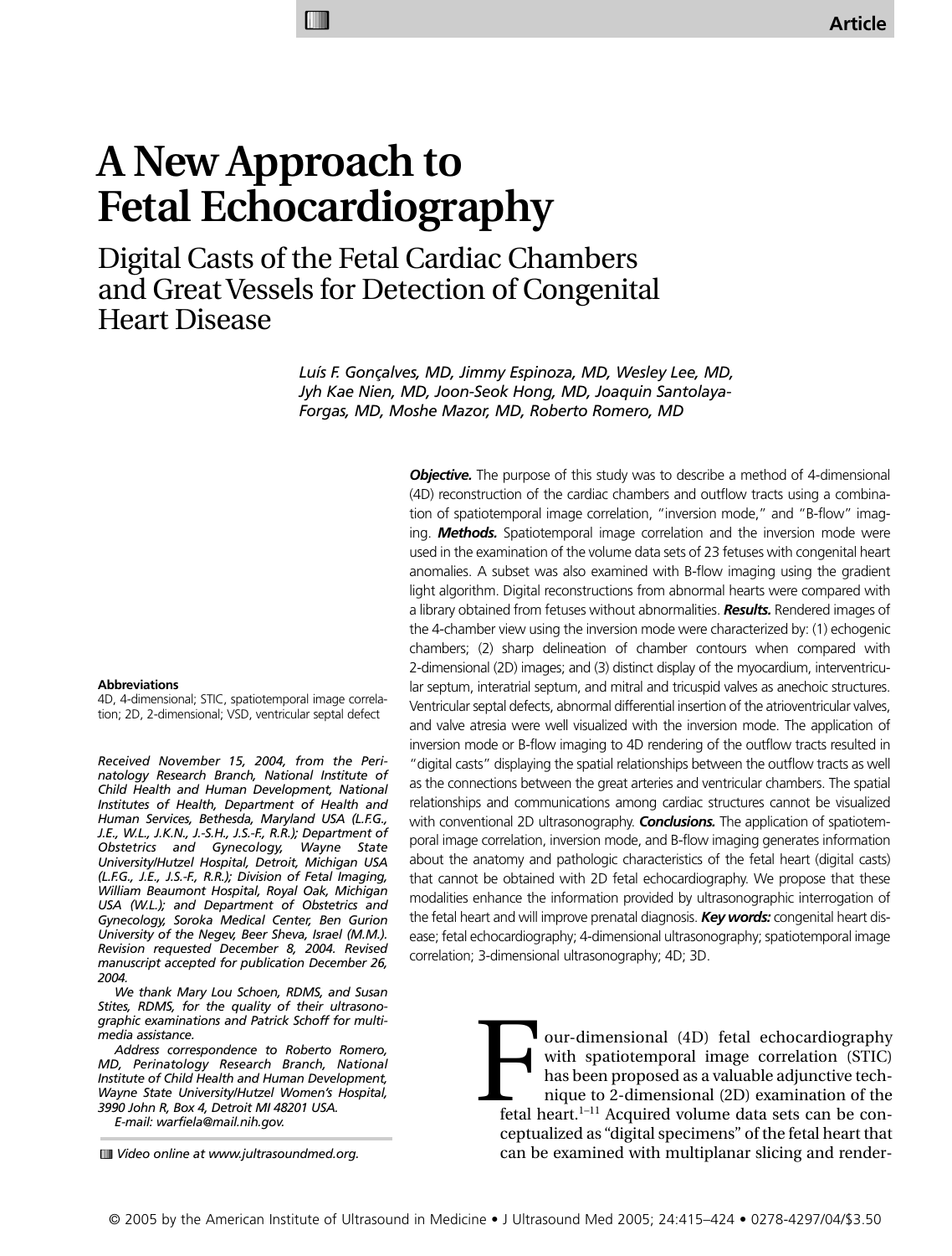Article

# A New Approach to Fetal Echocardiography

## Digital Casts of the Fetal Cardiac Chambers and Great Vessels for Detection of Congenital Heart Disease

*Luís F. Gonçalves, MD, Jimmy Espinoza, MD, Wesley Lee, MD, Jyh Kae Nien, MD, Joon-Seok Hong, MD, Joaquin Santolaya-Forgas, MD, Moshe Mazor, MD, Roberto Romero, MD*

***Objective.*** The purpose of this study was to describe a method of 4-dimensional (4D) reconstruction of the cardiac chambers and outflow tracts using a combination of spatiotemporal image correlation, "inversion mode," and "B-flow" imaging. ***Methods.*** Spatiotemporal image correlation and the inversion mode were used in the examination of the volume data sets of 23 fetuses with congenital heart anomalies. A subset was also examined with B-flow imaging using the gradient light algorithm. Digital reconstructions from abnormal hearts were compared with a library obtained from fetuses without abnormalities. ***Results.*** Rendered images of the 4-chamber view using the inversion mode were characterized by: (1) echogenic chambers; (2) sharp delineation of chamber contours when compared with 2-dimensional (2D) images; and (3) distinct display of the myocardium, interventricular septum, interatrial septum, and mitral and tricuspid valves as anechoic structures. Ventricular septal defects, abnormal differential insertion of the atrioventricular valves, and valve atresia were well visualized with the inversion mode. The application of inversion mode or B-flow imaging to 4D rendering of the outflow tracts resulted in "digital casts" displaying the spatial relationships between the outflow tracts as well as the connections between the great arteries and ventricular chambers. The spatial relationships and communications among cardiac structures cannot be visualized with conventional 2D ultrasonography. ***Conclusions.*** The application of spatiotemporal image correlation, inversion mode, and B-flow imaging generates information about the anatomy and pathologic characteristics of the fetal heart (digital casts) that cannot be obtained with 2D fetal echocardiography. We propose that these modalities enhance the information provided by ultrasonographic interrogation of the fetal heart and will improve prenatal diagnosis. ***Key words:*** congenital heart disease; fetal echocardiography; 4-dimensional ultrasonography; spatiotemporal image correlation; 3-dimensional ultrasonography; 4D; 3D.

**Abbreviations**

4D, 4-dimensional; STIC, spatiotemporal image correlation; 2D, 2-dimensional; VSD, ventricular septal defect

*Received November 15, 2004, from the Perinatology Research Branch, National Institute of Child Health and Human Development, National Institutes of Health, Department of Health and Human Services, Bethesda, Maryland USA (L.F.G., J.E., W.L., J.K.N., J.-S.H., J.S.-F., R.R.); Department of Obstetrics and Gynecology, Wayne State University/Hutzel Hospital, Detroit, Michigan USA (L.F.G., J.E., J.S.-F., R.R.); Division of Fetal Imaging, William Beaumont Hospital, Royal Oak, Michigan USA (W.L.); and Department of Obstetrics and Gynecology, Soroka Medical Center, Ben Gurion University of the Negev, Beer Sheva, Israel (M.M.). Revision requested December 8, 2004. Revised manuscript accepted for publication December 26, 2004.*

*We thank Mary Lou Schoen, RDMS, and Susan Stites, RDMS, for the quality of their ultrasonographic examinations and Patrick Schoff for multimedia assistance.*

*Address correspondence to Roberto Romero, MD, Perinatology Research Branch, National Institute of Child Health and Human Development, Wayne State University/Hutzel Women's Hospital, 3990 John R, Box 4, Detroit MI 48201 USA.*

*E-mail: warfiela@mail.nih.gov.*

*Video online at www.jultrasoundmed.org.*

Four-dimensional (4D) fetal echocardiography with spatiotemporal image correlation (STIC) has been proposed as a valuable adjunctive technique to 2-dimensional (2D) examination of the fetal heart.[1–11] Acquired volume data sets can be conceptualized as "digital specimens" of the fetal heart that can be examined with multiplanar slicing and render-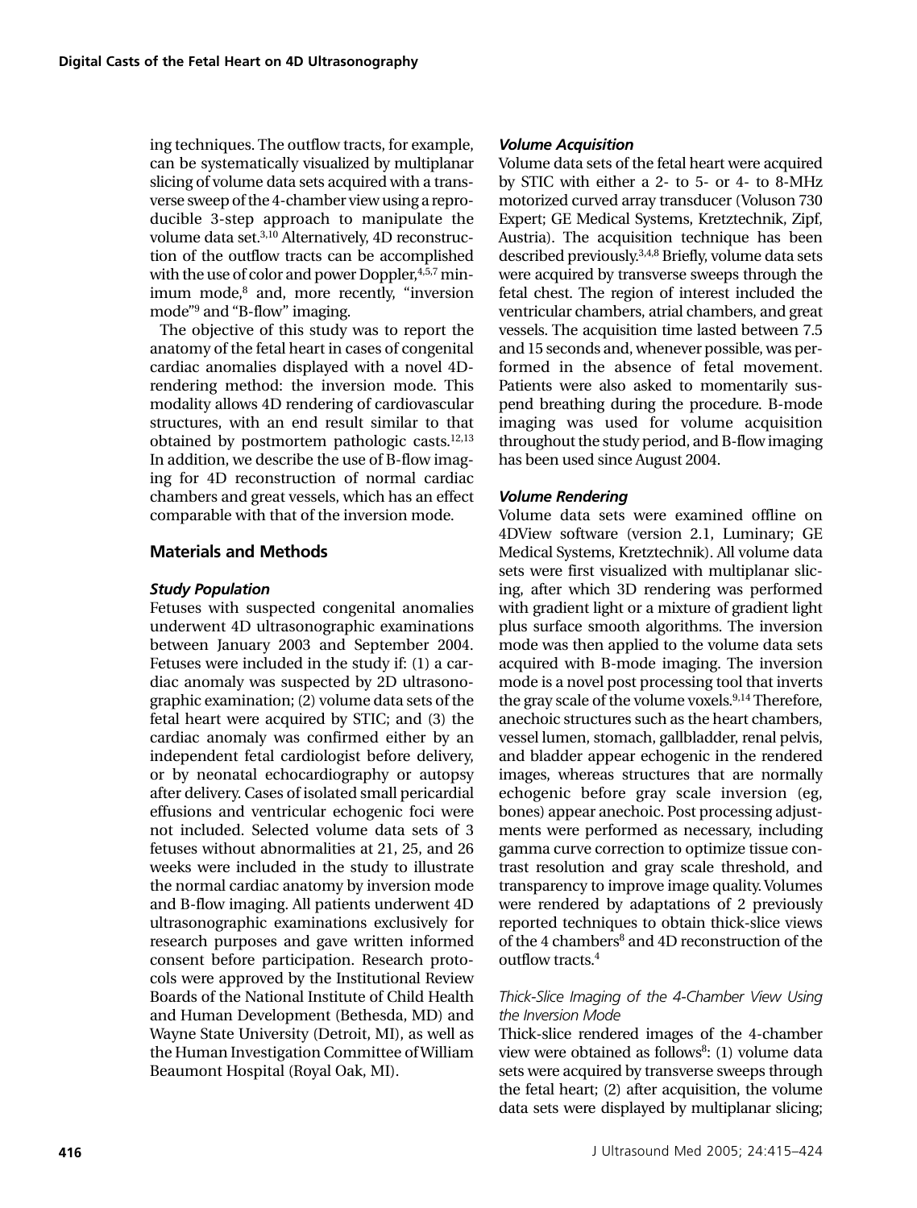ing techniques. The outflow tracts, for example, can be systematically visualized by multiplanar slicing of volume data sets acquired with a transverse sweep of the 4-chamber view using a reproducible 3-step approach to manipulate the volume data set.[3,10] Alternatively, 4D reconstruction of the outflow tracts can be accomplished with the use of color and power Doppler,[4,5,7] minimum mode,[8] and, more recently, "inversion mode"[9] and "B-flow" imaging.

The objective of this study was to report the anatomy of the fetal heart in cases of congenital cardiac anomalies displayed with a novel 4D-rendering method: the inversion mode. This modality allows 4D rendering of cardiovascular structures, with an end result similar to that obtained by postmortem pathologic casts.[12,13] In addition, we describe the use of B-flow imaging for 4D reconstruction of normal cardiac chambers and great vessels, which has an effect comparable with that of the inversion mode.

## Materials and Methods

### *Study Population*

Fetuses with suspected congenital anomalies underwent 4D ultrasonographic examinations between January 2003 and September 2004. Fetuses were included in the study if: (1) a cardiac anomaly was suspected by 2D ultrasonographic examination; (2) volume data sets of the fetal heart were acquired by STIC; and (3) the cardiac anomaly was confirmed either by an independent fetal cardiologist before delivery, or by neonatal echocardiography or autopsy after delivery. Cases of isolated small pericardial effusions and ventricular echogenic foci were not included. Selected volume data sets of 3 fetuses without abnormalities at 21, 25, and 26 weeks were included in the study to illustrate the normal cardiac anatomy by inversion mode and B-flow imaging. All patients underwent 4D ultrasonographic examinations exclusively for research purposes and gave written informed consent before participation. Research protocols were approved by the Institutional Review Boards of the National Institute of Child Health and Human Development (Bethesda, MD) and Wayne State University (Detroit, MI), as well as the Human Investigation Committee of William Beaumont Hospital (Royal Oak, MI).

### *Volume Acquisition*

Volume data sets of the fetal heart were acquired by STIC with either a 2- to 5- or 4- to 8-MHz motorized curved array transducer (Voluson 730 Expert; GE Medical Systems, Kretztechnik, Zipf, Austria). The acquisition technique has been described previously.[3,4,8] Briefly, volume data sets were acquired by transverse sweeps through the fetal chest. The region of interest included the ventricular chambers, atrial chambers, and great vessels. The acquisition time lasted between 7.5 and 15 seconds and, whenever possible, was performed in the absence of fetal movement. Patients were also asked to momentarily suspend breathing during the procedure. B-mode imaging was used for volume acquisition throughout the study period, and B-flow imaging has been used since August 2004.

### *Volume Rendering*

Volume data sets were examined offline on 4DView software (version 2.1, Luminary; GE Medical Systems, Kretztechnik). All volume data sets were first visualized with multiplanar slicing, after which 3D rendering was performed with gradient light or a mixture of gradient light plus surface smooth algorithms. The inversion mode was then applied to the volume data sets acquired with B-mode imaging. The inversion mode is a novel post processing tool that inverts the gray scale of the volume voxels.[9,14] Therefore, anechoic structures such as the heart chambers, vessel lumen, stomach, gallbladder, renal pelvis, and bladder appear echogenic in the rendered images, whereas structures that are normally echogenic before gray scale inversion (eg, bones) appear anechoic. Post processing adjustments were performed as necessary, including gamma curve correction to optimize tissue contrast resolution and gray scale threshold, and transparency to improve image quality. Volumes were rendered by adaptations of 2 previously reported techniques to obtain thick-slice views of the 4 chambers[8] and 4D reconstruction of the outflow tracts.[4]

#### *Thick-Slice Imaging of the 4-Chamber View Using the Inversion Mode*

Thick-slice rendered images of the 4-chamber view were obtained as follows[8]: (1) volume data sets were acquired by transverse sweeps through the fetal heart; (2) after acquisition, the volume data sets were displayed by multiplanar slicing;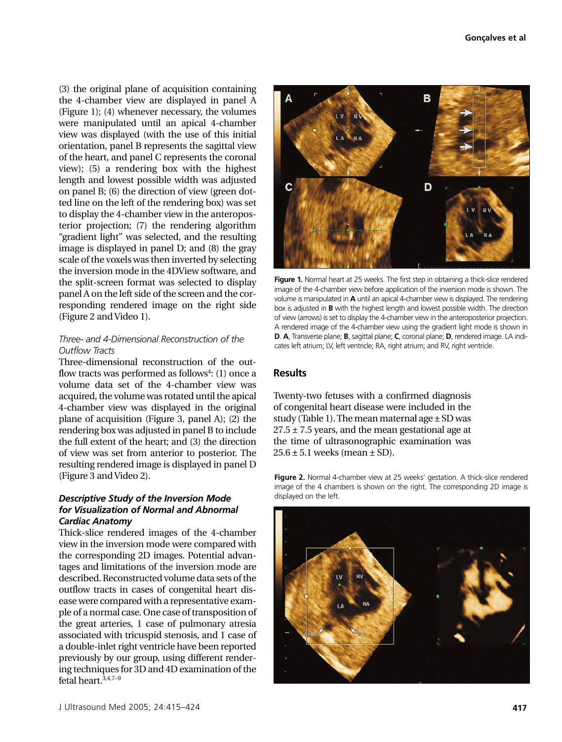(3) the original plane of acquisition containing the 4-chamber view are displayed in panel A (Figure 1); (4) whenever necessary, the volumes were manipulated until an apical 4-chamber view was displayed (with the use of this initial orientation, panel B represents the sagittal view of the heart, and panel C represents the coronal view); (5) a rendering box with the highest length and lowest possible width was adjusted on panel B; (6) the direction of view (green dotted line on the left of the rendering box) was set to display the 4-chamber view in the anteroposterior projection; (7) the rendering algorithm "gradient light" was selected, and the resulting image is displayed in panel D; and (8) the gray scale of the voxels was then inverted by selecting the inversion mode in the 4DView software, and the split-screen format was selected to display panel A on the left side of the screen and the corresponding rendered image on the right side (Figure 2 and Video 1).

*Three- and 4-Dimensional Reconstruction of the Outflow Tracts*

Three-dimensional reconstruction of the outflow tracts was performed as follows[4]: (1) once a volume data set of the 4-chamber view was acquired, the volume was rotated until the apical 4-chamber view was displayed in the original plane of acquisition (Figure 3, panel A); (2) the rendering box was adjusted in panel B to include the full extent of the heart; and (3) the direction of view was set from anterior to posterior. The resulting rendered image is displayed in panel D (Figure 3 and Video 2).

***Descriptive Study of the Inversion Mode for Visualization of Normal and Abnormal Cardiac Anatomy***

Thick-slice rendered images of the 4-chamber view in the inversion mode were compared with the corresponding 2D images. Potential advantages and limitations of the inversion mode are described. Reconstructed volume data sets of the outflow tracts in cases of congenital heart disease were compared with a representative example of a normal case. One case of transposition of the great arteries, 1 case of pulmonary atresia associated with tricuspid stenosis, and 1 case of a double-inlet right ventricle have been reported previously by our group, using different rendering techniques for 3D and 4D examination of the fetal heart.[3,4,7–9]

**Figure 1.** Normal heart at 25 weeks. The first step in obtaining a thick-slice rendered image of the 4-chamber view before application of the inversion mode is shown. The volume is manipulated in **A** until an apical 4-chamber view is displayed. The rendering box is adjusted in **B** with the highest length and lowest possible width. The direction of view (arrows) is set to display the 4-chamber view in the anteroposterior projection. A rendered image of the 4-chamber view using the gradient light mode is shown in **D**. **A**, Transverse plane; **B**, sagittal plane; **C**, coronal plane; **D**, rendered image. LA indicates left atrium; LV, left ventricle; RA, right atrium; and RV, right ventricle.

## Results

Twenty-two fetuses with a confirmed diagnosis of congenital heart disease were included in the study (Table 1). The mean maternal age ± SD was 27.5 ± 7.5 years, and the mean gestational age at the time of ultrasonographic examination was 25.6 ± 5.1 weeks (mean ± SD).

**Figure 2.** Normal 4-chamber view at 25 weeks' gestation. A thick-slice rendered image of the 4 chambers is shown on the right. The corresponding 2D image is displayed on the left.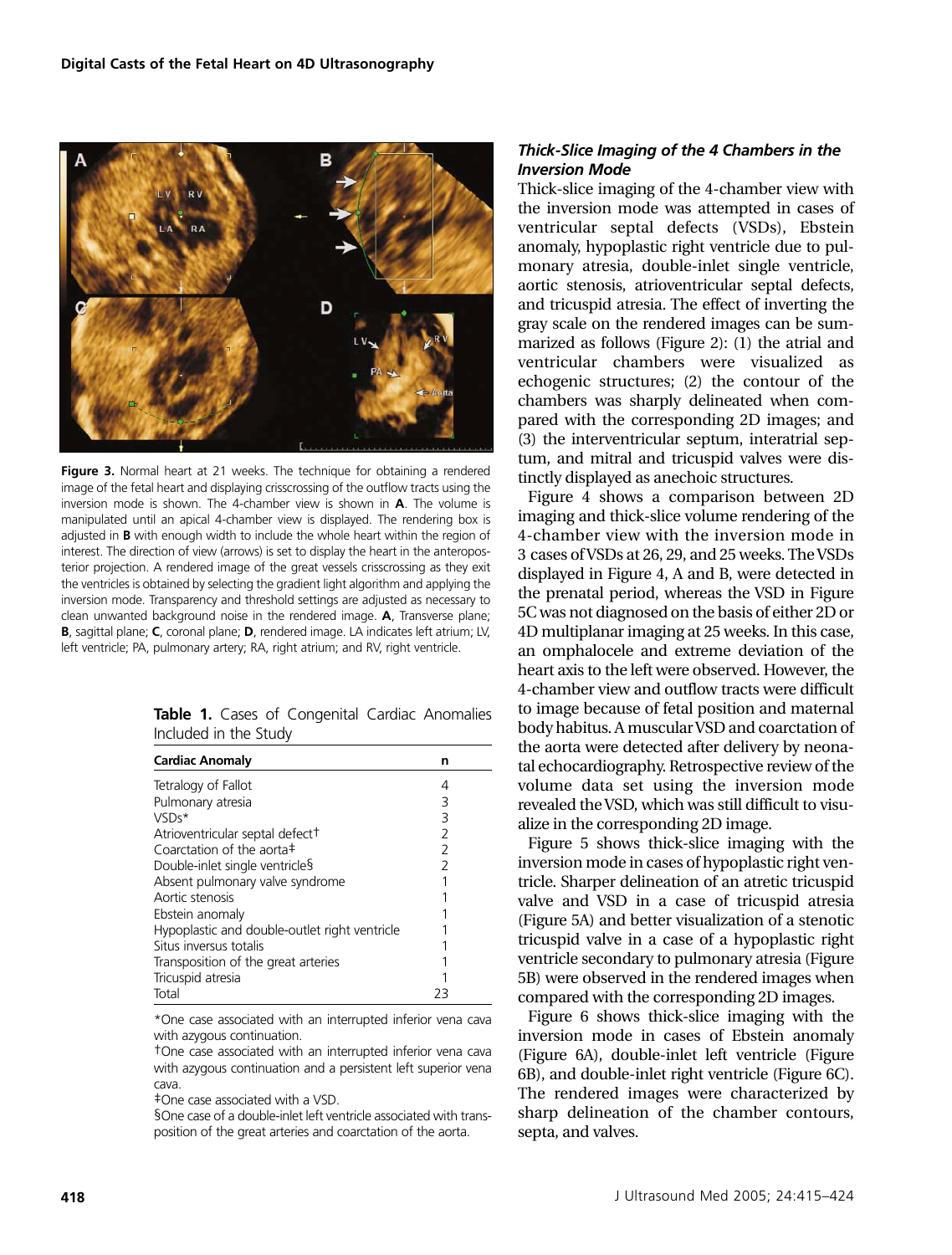Figure 3. Normal heart at 21 weeks. The technique for obtaining a rendered image of the fetal heart and displaying crisscrossing of the outflow tracts using the inversion mode is shown. The 4-chamber view is shown in **A**. The volume is manipulated until an apical 4-chamber view is displayed. The rendering box is adjusted in **B** with enough width to include the whole heart within the region of interest. The direction of view (arrows) is set to display the heart in the anteroposterior projection. A rendered image of the great vessels crisscrossing as they exit the ventricles is obtained by selecting the gradient light algorithm and applying the inversion mode. Transparency and threshold settings are adjusted as necessary to clean unwanted background noise in the rendered image. **A**, Transverse plane; **B**, sagittal plane; **C**, coronal plane; **D**, rendered image. LA indicates left atrium; LV, left ventricle; PA, pulmonary artery; RA, right atrium; and RV, right ventricle.

**Table 1.** Cases of Congenital Cardiac Anomalies Included in the Study

| Cardiac Anomaly | n |
|---|---|
| Tetralogy of Fallot | 4 |
| Pulmonary atresia | 3 |
| VSDs* | 3 |
| Atrioventricular septal defect† | 2 |
| Coarctation of the aorta‡ | 2 |
| Double-inlet single ventricle§ | 2 |
| Absent pulmonary valve syndrome | 1 |
| Aortic stenosis | 1 |
| Ebstein anomaly | 1 |
| Hypoplastic and double-outlet right ventricle | 1 |
| Situs inversus totalis | 1 |
| Transposition of the great arteries | 1 |
| Tricuspid atresia | 1 |
| Total | 23 |

*One case associated with an interrupted inferior vena cava with azygous continuation.

†One case associated with an interrupted inferior vena cava with azygous continuation and a persistent left superior vena cava.

‡One case associated with a VSD.

§One case of a double-inlet left ventricle associated with transposition of the great arteries and coarctation of the aorta.

### *Thick-Slice Imaging of the 4 Chambers in the Inversion Mode*

Thick-slice imaging of the 4-chamber view with the inversion mode was attempted in cases of ventricular septal defects (VSDs), Ebstein anomaly, hypoplastic right ventricle due to pulmonary atresia, double-inlet single ventricle, aortic stenosis, atrioventricular septal defects, and tricuspid atresia. The effect of inverting the gray scale on the rendered images can be summarized as follows (Figure 2): (1) the atrial and ventricular chambers were visualized as echogenic structures; (2) the contour of the chambers was sharply delineated when compared with the corresponding 2D images; and (3) the interventricular septum, interatrial septum, and mitral and tricuspid valves were distinctly displayed as anechoic structures.

Figure 4 shows a comparison between 2D imaging and thick-slice volume rendering of the 4-chamber view with the inversion mode in 3 cases of VSDs at 26, 29, and 25 weeks. The VSDs displayed in Figure 4, A and B, were detected in the prenatal period, whereas the VSD in Figure 5C was not diagnosed on the basis of either 2D or 4D multiplanar imaging at 25 weeks. In this case, an omphalocele and extreme deviation of the heart axis to the left were observed. However, the 4-chamber view and outflow tracts were difficult to image because of fetal position and maternal body habitus. A muscular VSD and coarctation of the aorta were detected after delivery by neonatal echocardiography. Retrospective review of the volume data set using the inversion mode revealed the VSD, which was still difficult to visualize in the corresponding 2D image.

Figure 5 shows thick-slice imaging with the inversion mode in cases of hypoplastic right ventricle. Sharper delineation of an atretic tricuspid valve and VSD in a case of tricuspid atresia (Figure 5A) and better visualization of a stenotic tricuspid valve in a case of a hypoplastic right ventricle secondary to pulmonary atresia (Figure 5B) were observed in the rendered images when compared with the corresponding 2D images.

Figure 6 shows thick-slice imaging with the inversion mode in cases of Ebstein anomaly (Figure 6A), double-inlet left ventricle (Figure 6B), and double-inlet right ventricle (Figure 6C). The rendered images were characterized by sharp delineation of the chamber contours, septa, and valves.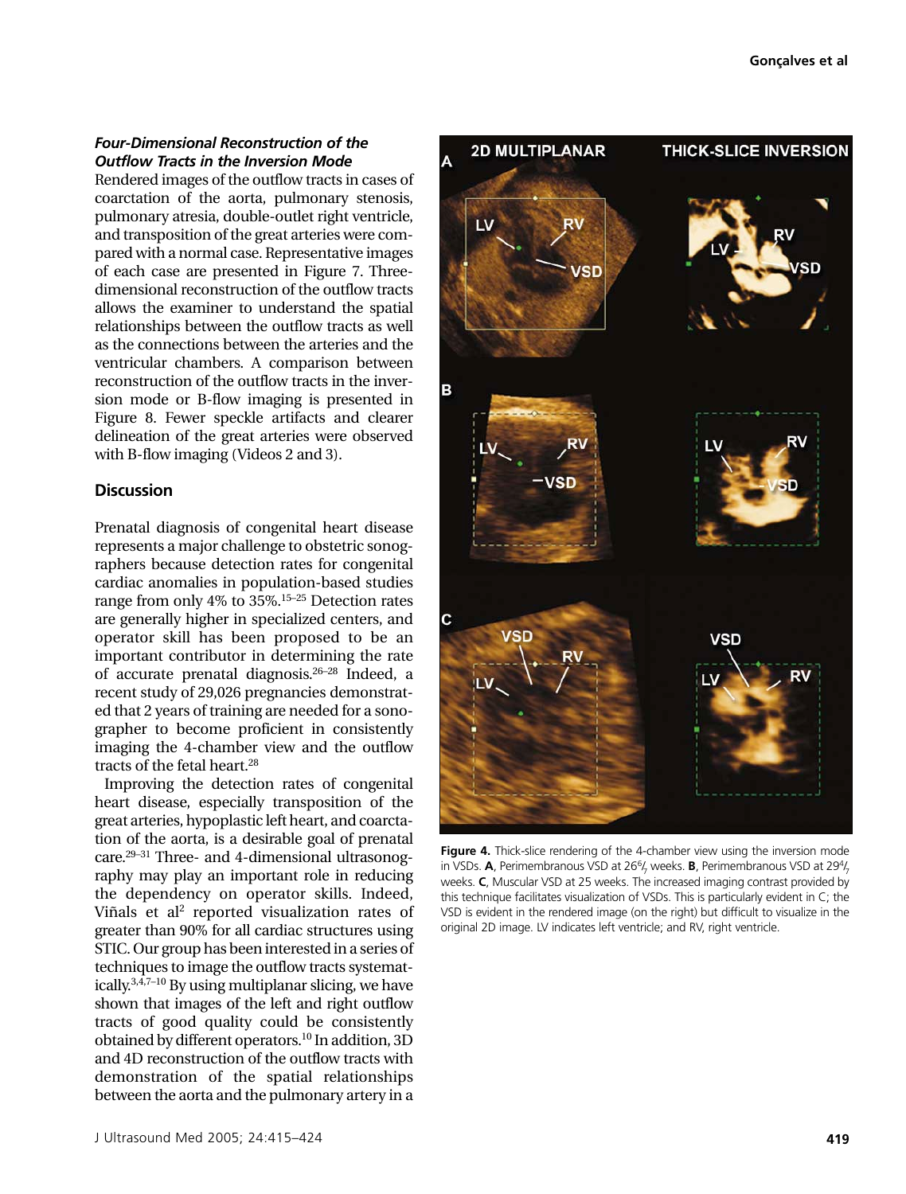### *Four-Dimensional Reconstruction of the Outflow Tracts in the Inversion Mode*

Rendered images of the outflow tracts in cases of coarctation of the aorta, pulmonary stenosis, pulmonary atresia, double-outlet right ventricle, and transposition of the great arteries were compared with a normal case. Representative images of each case are presented in Figure 7. Three-dimensional reconstruction of the outflow tracts allows the examiner to understand the spatial relationships between the outflow tracts as well as the connections between the arteries and the ventricular chambers. A comparison between reconstruction of the outflow tracts in the inversion mode or B-flow imaging is presented in Figure 8. Fewer speckle artifacts and clearer delineation of the great arteries were observed with B-flow imaging (Videos 2 and 3).

## Discussion

Prenatal diagnosis of congenital heart disease represents a major challenge to obstetric sonographers because detection rates for congenital cardiac anomalies in population-based studies range from only 4% to 35%.[15–25] Detection rates are generally higher in specialized centers, and operator skill has been proposed to be an important contributor in determining the rate of accurate prenatal diagnosis.[26–28] Indeed, a recent study of 29,026 pregnancies demonstrated that 2 years of training are needed for a sonographer to become proficient in consistently imaging the 4-chamber view and the outflow tracts of the fetal heart.[28]

Improving the detection rates of congenital heart disease, especially transposition of the great arteries, hypoplastic left heart, and coarctation of the aorta, is a desirable goal of prenatal care.[29–31] Three- and 4-dimensional ultrasonography may play an important role in reducing the dependency on operator skills. Indeed, Viñals et al[2] reported visualization rates of greater than 90% for all cardiac structures using STIC. Our group has been interested in a series of techniques to image the outflow tracts systematically.[3,4,7–10] By using multiplanar slicing, we have shown that images of the left and right outflow tracts of good quality could be consistently obtained by different operators.[10] In addition, 3D and 4D reconstruction of the outflow tracts with demonstration of the spatial relationships between the aorta and the pulmonary artery in a

**Figure 4.** Thick-slice rendering of the 4-chamber view using the inversion mode in VSDs. **A**, Perimembranous VSD at 26$^{6}/_{7}$ weeks. **B**, Perimembranous VSD at 29$^{4}/_{7}$ weeks. **C**, Muscular VSD at 25 weeks. The increased imaging contrast provided by this technique facilitates visualization of VSDs. This is particularly evident in C; the VSD is evident in the rendered image (on the right) but difficult to visualize in the original 2D image. LV indicates left ventricle; and RV, right ventricle.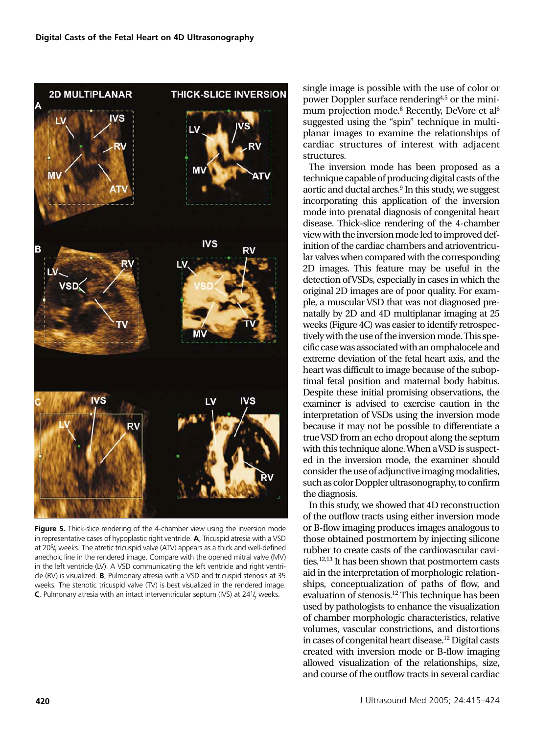Figure 5. Thick-slice rendering of the 4-chamber view using the inversion mode in representative cases of hypoplastic right ventricle. **A**, Tricuspid atresia with a VSD at 20$^{6}/_{7}$ weeks. The atretic tricuspid valve (ATV) appears as a thick and well-defined anechoic line in the rendered image. Compare with the opened mitral valve (MV) in the left ventricle (LV). A VSD communicating the left ventricle and right ventricle (RV) is visualized. **B**, Pulmonary atresia with a VSD and tricuspid stenosis at 35 weeks. The stenotic tricuspid valve (TV) is best visualized in the rendered image. **C**, Pulmonary atresia with an intact interventricular septum (IVS) at 24$^{1}/_{7}$ weeks.

single image is possible with the use of color or power Doppler surface rendering[4,5] or the minimum projection mode.[8] Recently, DeVore et al[6] suggested using the "spin" technique in multiplanar images to examine the relationships of cardiac structures of interest with adjacent structures.

The inversion mode has been proposed as a technique capable of producing digital casts of the aortic and ductal arches.[9] In this study, we suggest incorporating this application of the inversion mode into prenatal diagnosis of congenital heart disease. Thick-slice rendering of the 4-chamber view with the inversion mode led to improved definition of the cardiac chambers and atrioventricular valves when compared with the corresponding 2D images. This feature may be useful in the detection of VSDs, especially in cases in which the original 2D images are of poor quality. For example, a muscular VSD that was not diagnosed prenatally by 2D and 4D multiplanar imaging at 25 weeks (Figure 4C) was easier to identify retrospectively with the use of the inversion mode. This specific case was associated with an omphalocele and extreme deviation of the fetal heart axis, and the heart was difficult to image because of the suboptimal fetal position and maternal body habitus. Despite these initial promising observations, the examiner is advised to exercise caution in the interpretation of VSDs using the inversion mode because it may not be possible to differentiate a true VSD from an echo dropout along the septum with this technique alone. When a VSD is suspected in the inversion mode, the examiner should consider the use of adjunctive imaging modalities, such as color Doppler ultrasonography, to confirm the diagnosis.

In this study, we showed that 4D reconstruction of the outflow tracts using either inversion mode or B-flow imaging produces images analogous to those obtained postmortem by injecting silicone rubber to create casts of the cardiovascular cavities.[12,13] It has been shown that postmortem casts aid in the interpretation of morphologic relationships, conceptualization of paths of flow, and evaluation of stenosis.[12] This technique has been used by pathologists to enhance the visualization of chamber morphologic characteristics, relative volumes, vascular constrictions, and distortions in cases of congenital heart disease.[12] Digital casts created with inversion mode or B-flow imaging allowed visualization of the relationships, size, and course of the outflow tracts in several cardiac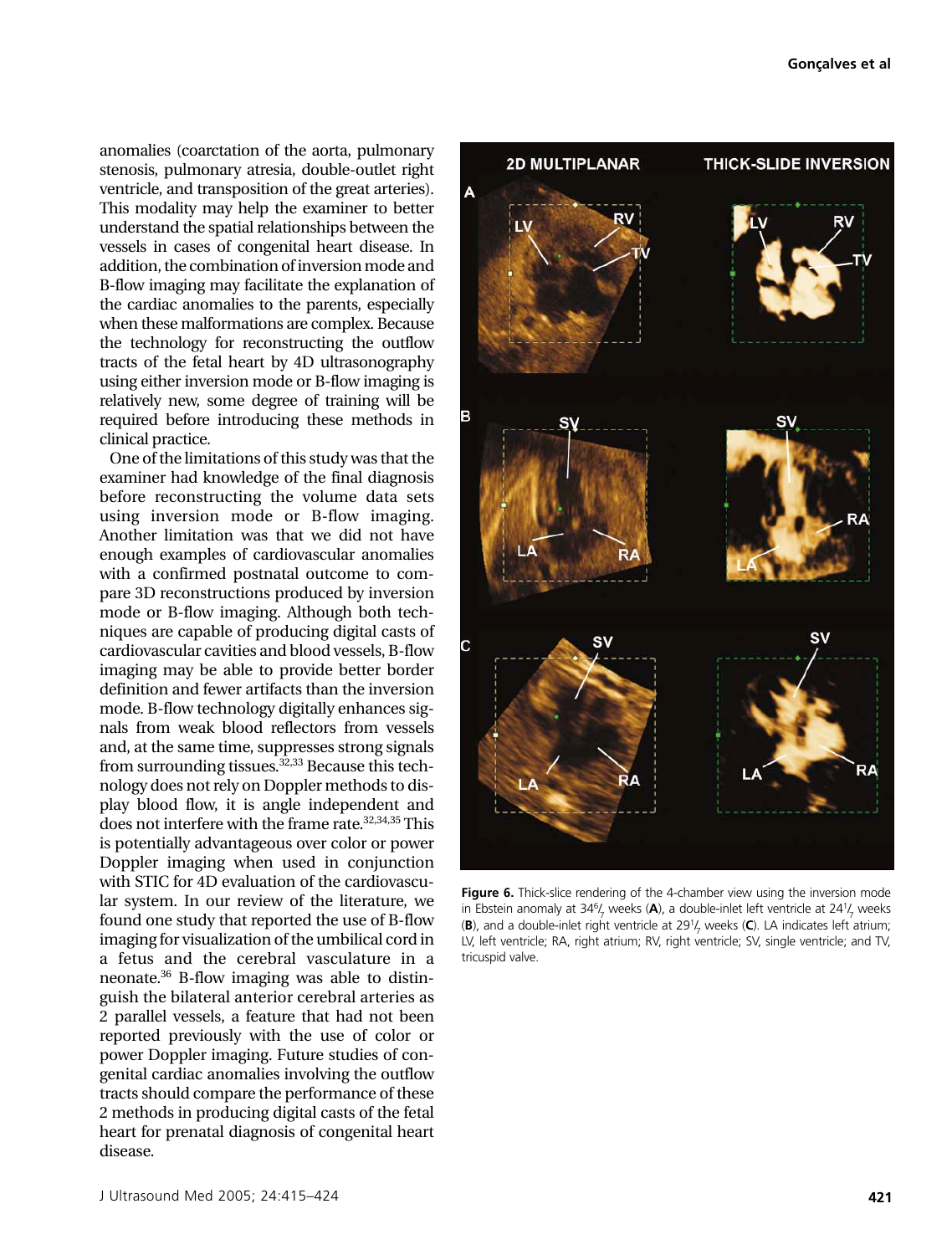anomalies (coarctation of the aorta, pulmonary stenosis, pulmonary atresia, double-outlet right ventricle, and transposition of the great arteries). This modality may help the examiner to better understand the spatial relationships between the vessels in cases of congenital heart disease. In addition, the combination of inversion mode and B-flow imaging may facilitate the explanation of the cardiac anomalies to the parents, especially when these malformations are complex. Because the technology for reconstructing the outflow tracts of the fetal heart by 4D ultrasonography using either inversion mode or B-flow imaging is relatively new, some degree of training will be required before introducing these methods in clinical practice.

One of the limitations of this study was that the examiner had knowledge of the final diagnosis before reconstructing the volume data sets using inversion mode or B-flow imaging. Another limitation was that we did not have enough examples of cardiovascular anomalies with a confirmed postnatal outcome to compare 3D reconstructions produced by inversion mode or B-flow imaging. Although both techniques are capable of producing digital casts of cardiovascular cavities and blood vessels, B-flow imaging may be able to provide better border definition and fewer artifacts than the inversion mode. B-flow technology digitally enhances signals from weak blood reflectors from vessels and, at the same time, suppresses strong signals from surrounding tissues.[32,33] Because this technology does not rely on Doppler methods to display blood flow, it is angle independent and does not interfere with the frame rate.[32,34,35] This is potentially advantageous over color or power Doppler imaging when used in conjunction with STIC for 4D evaluation of the cardiovascular system. In our review of the literature, we found one study that reported the use of B-flow imaging for visualization of the umbilical cord in a fetus and the cerebral vasculature in a neonate.[36] B-flow imaging was able to distinguish the bilateral anterior cerebral arteries as 2 parallel vessels, a feature that had not been reported previously with the use of color or power Doppler imaging. Future studies of congenital cardiac anomalies involving the outflow tracts should compare the performance of these 2 methods in producing digital casts of the fetal heart for prenatal diagnosis of congenital heart disease.

**Figure 6.** Thick-slice rendering of the 4-chamber view using the inversion mode in Ebstein anomaly at 34$^{6}/_{7}$ weeks (**A**), a double-inlet left ventricle at 24$^{1}/_{7}$ weeks (**B**), and a double-inlet right ventricle at 29$^{1}/_{7}$ weeks (**C**). LA indicates left atrium; LV, left ventricle; RA, right atrium; RV, right ventricle; SV, single ventricle; and TV, tricuspid valve.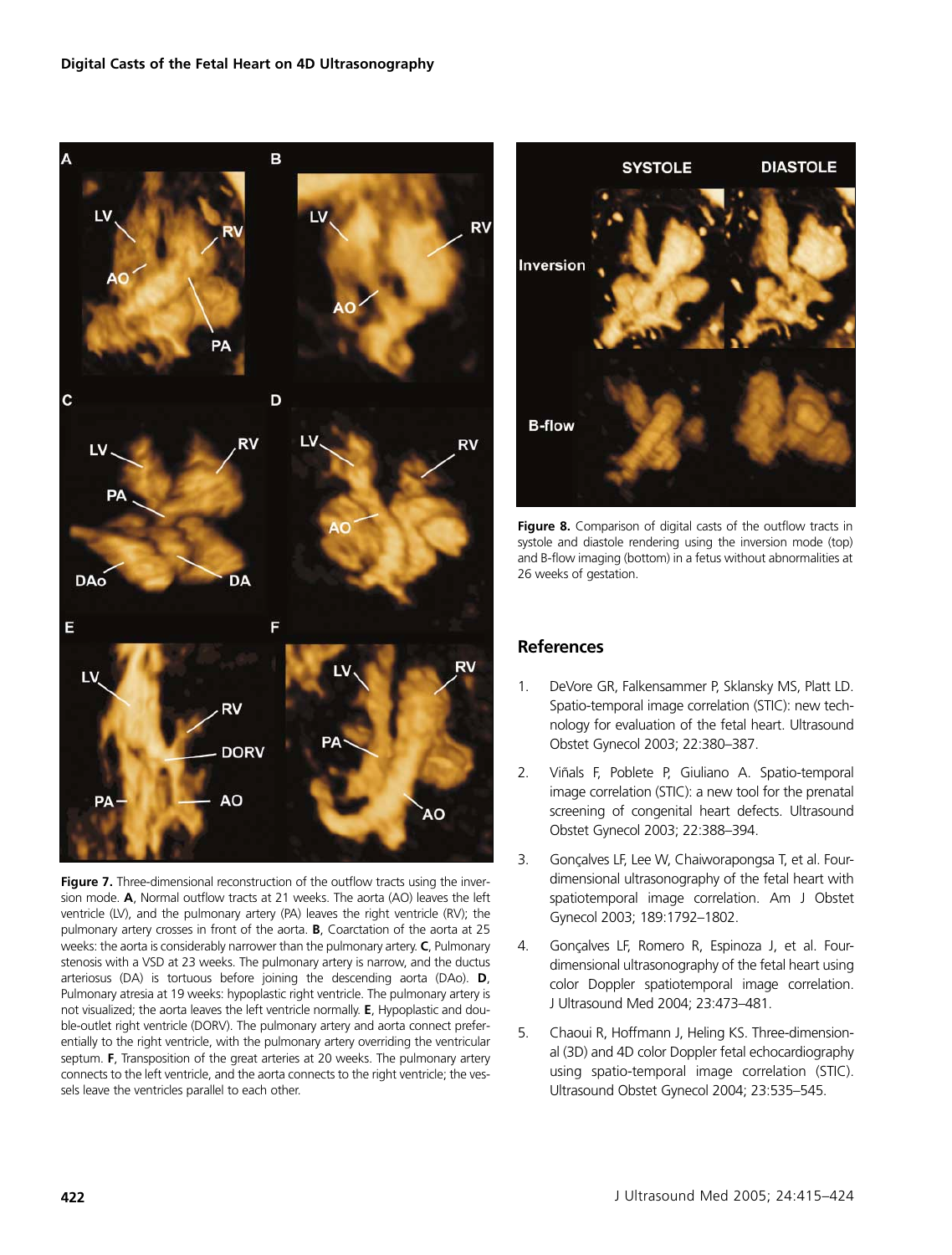**Figure 7.** Three-dimensional reconstruction of the outflow tracts using the inversion mode. **A**, Normal outflow tracts at 21 weeks. The aorta (AO) leaves the left ventricle (LV), and the pulmonary artery (PA) leaves the right ventricle (RV); the pulmonary artery crosses in front of the aorta. **B**, Coarctation of the aorta at 25 weeks: the aorta is considerably narrower than the pulmonary artery. **C**, Pulmonary stenosis with a VSD at 23 weeks. The pulmonary artery is narrow, and the ductus arteriosus (DA) is tortuous before joining the descending aorta (DAo). **D**, Pulmonary atresia at 19 weeks: hypoplastic right ventricle. The pulmonary artery is not visualized; the aorta leaves the left ventricle normally. **E**, Hypoplastic and double-outlet right ventricle (DORV). The pulmonary artery and aorta connect preferentially to the right ventricle, with the pulmonary artery overriding the ventricular septum. **F**, Transposition of the great arteries at 20 weeks. The pulmonary artery connects to the left ventricle, and the aorta connects to the right ventricle; the vessels leave the ventricles parallel to each other.

**Figure 8.** Comparison of digital casts of the outflow tracts in systole and diastole rendering using the inversion mode (top) and B-flow imaging (bottom) in a fetus without abnormalities at 26 weeks of gestation.

## References

1. DeVore GR, Falkensammer P, Sklansky MS, Platt LD. Spatio-temporal image correlation (STIC): new technology for evaluation of the fetal heart. Ultrasound Obstet Gynecol 2003; 22:380–387.

2. Viñals F, Poblete P, Giuliano A. Spatio-temporal image correlation (STIC): a new tool for the prenatal screening of congenital heart defects. Ultrasound Obstet Gynecol 2003; 22:388–394.

3. Gonçalves LF, Lee W, Chaiworapongsa T, et al. Four-dimensional ultrasonography of the fetal heart with spatiotemporal image correlation. Am J Obstet Gynecol 2003; 189:1792–1802.

4. Gonçalves LF, Romero R, Espinoza J, et al. Four-dimensional ultrasonography of the fetal heart using color Doppler spatiotemporal image correlation. J Ultrasound Med 2004; 23:473–481.

5. Chaoui R, Hoffmann J, Heling KS. Three-dimensional (3D) and 4D color Doppler fetal echocardiography using spatio-temporal image correlation (STIC). Ultrasound Obstet Gynecol 2004; 23:535–545.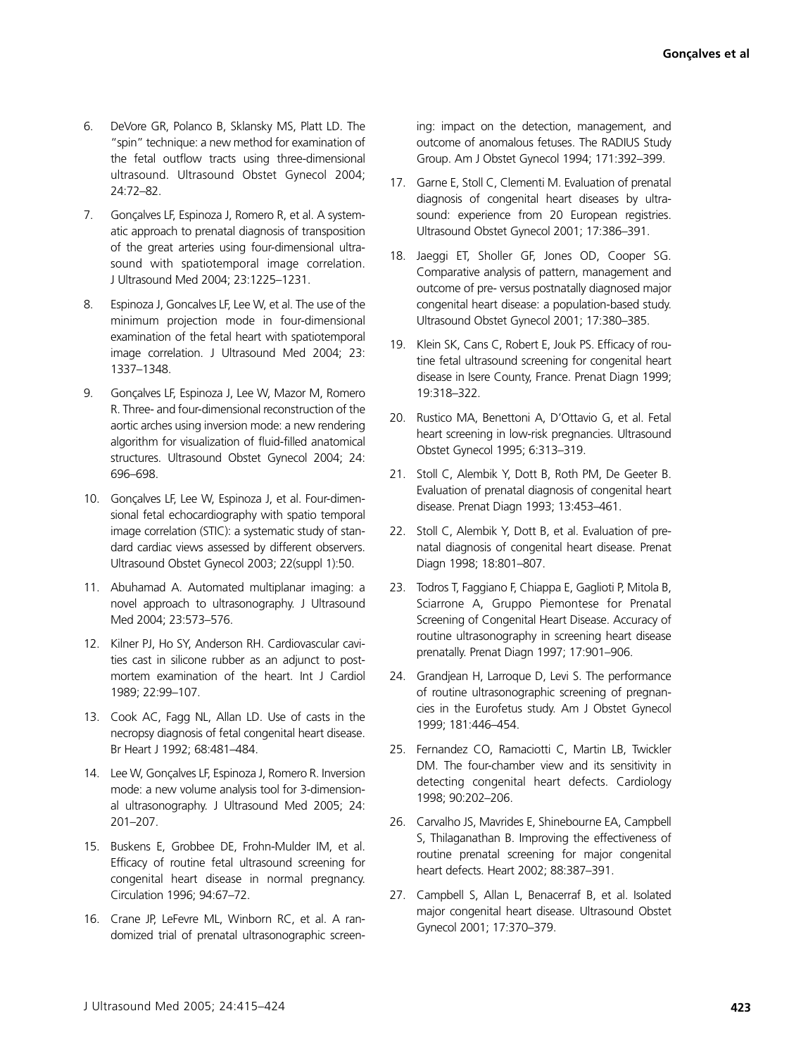6. DeVore GR, Polanco B, Sklansky MS, Platt LD. The "spin" technique: a new method for examination of the fetal outflow tracts using three-dimensional ultrasound. Ultrasound Obstet Gynecol 2004; 24:72–82.
7. Gonçalves LF, Espinoza J, Romero R, et al. A systematic approach to prenatal diagnosis of transposition of the great arteries using four-dimensional ultrasound with spatiotemporal image correlation. J Ultrasound Med 2004; 23:1225–1231.
8. Espinoza J, Goncalves LF, Lee W, et al. The use of the minimum projection mode in four-dimensional examination of the fetal heart with spatiotemporal image correlation. J Ultrasound Med 2004; 23: 1337–1348.
9. Gonçalves LF, Espinoza J, Lee W, Mazor M, Romero R. Three- and four-dimensional reconstruction of the aortic arches using inversion mode: a new rendering algorithm for visualization of fluid-filled anatomical structures. Ultrasound Obstet Gynecol 2004; 24: 696–698.
10. Gonçalves LF, Lee W, Espinoza J, et al. Four-dimensional fetal echocardiography with spatio temporal image correlation (STIC): a systematic study of standard cardiac views assessed by different observers. Ultrasound Obstet Gynecol 2003; 22(suppl 1):50.
11. Abuhamad A. Automated multiplanar imaging: a novel approach to ultrasonography. J Ultrasound Med 2004; 23:573–576.
12. Kilner PJ, Ho SY, Anderson RH. Cardiovascular cavities cast in silicone rubber as an adjunct to postmortem examination of the heart. Int J Cardiol 1989; 22:99–107.
13. Cook AC, Fagg NL, Allan LD. Use of casts in the necropsy diagnosis of fetal congenital heart disease. Br Heart J 1992; 68:481–484.
14. Lee W, Gonçalves LF, Espinoza J, Romero R. Inversion mode: a new volume analysis tool for 3-dimensional ultrasonography. J Ultrasound Med 2005; 24: 201–207.
15. Buskens E, Grobbee DE, Frohn-Mulder IM, et al. Efficacy of routine fetal ultrasound screening for congenital heart disease in normal pregnancy. Circulation 1996; 94:67–72.
16. Crane JP, LeFevre ML, Winborn RC, et al. A randomized trial of prenatal ultrasonographic screening: impact on the detection, management, and outcome of anomalous fetuses. The RADIUS Study Group. Am J Obstet Gynecol 1994; 171:392–399.
17. Garne E, Stoll C, Clementi M. Evaluation of prenatal diagnosis of congenital heart diseases by ultrasound: experience from 20 European registries. Ultrasound Obstet Gynecol 2001; 17:386–391.
18. Jaeggi ET, Sholler GF, Jones OD, Cooper SG. Comparative analysis of pattern, management and outcome of pre- versus postnatally diagnosed major congenital heart disease: a population-based study. Ultrasound Obstet Gynecol 2001; 17:380–385.
19. Klein SK, Cans C, Robert E, Jouk PS. Efficacy of routine fetal ultrasound screening for congenital heart disease in Isere County, France. Prenat Diagn 1999; 19:318–322.
20. Rustico MA, Benettoni A, D'Ottavio G, et al. Fetal heart screening in low-risk pregnancies. Ultrasound Obstet Gynecol 1995; 6:313–319.
21. Stoll C, Alembik Y, Dott B, Roth PM, De Geeter B. Evaluation of prenatal diagnosis of congenital heart disease. Prenat Diagn 1993; 13:453–461.
22. Stoll C, Alembik Y, Dott B, et al. Evaluation of prenatal diagnosis of congenital heart disease. Prenat Diagn 1998; 18:801–807.
23. Todros T, Faggiano F, Chiappa E, Gaglioti P, Mitola B, Sciarrone A, Gruppo Piemontese for Prenatal Screening of Congenital Heart Disease. Accuracy of routine ultrasonography in screening heart disease prenatally. Prenat Diagn 1997; 17:901–906.
24. Grandjean H, Larroque D, Levi S. The performance of routine ultrasonographic screening of pregnancies in the Eurofetus study. Am J Obstet Gynecol 1999; 181:446–454.
25. Fernandez CO, Ramaciotti C, Martin LB, Twickler DM. The four-chamber view and its sensitivity in detecting congenital heart defects. Cardiology 1998; 90:202–206.
26. Carvalho JS, Mavrides E, Shinebourne EA, Campbell S, Thilaganathan B. Improving the effectiveness of routine prenatal screening for major congenital heart defects. Heart 2002; 88:387–391.
27. Campbell S, Allan L, Benacerraf B, et al. Isolated major congenital heart disease. Ultrasound Obstet Gynecol 2001; 17:370–379.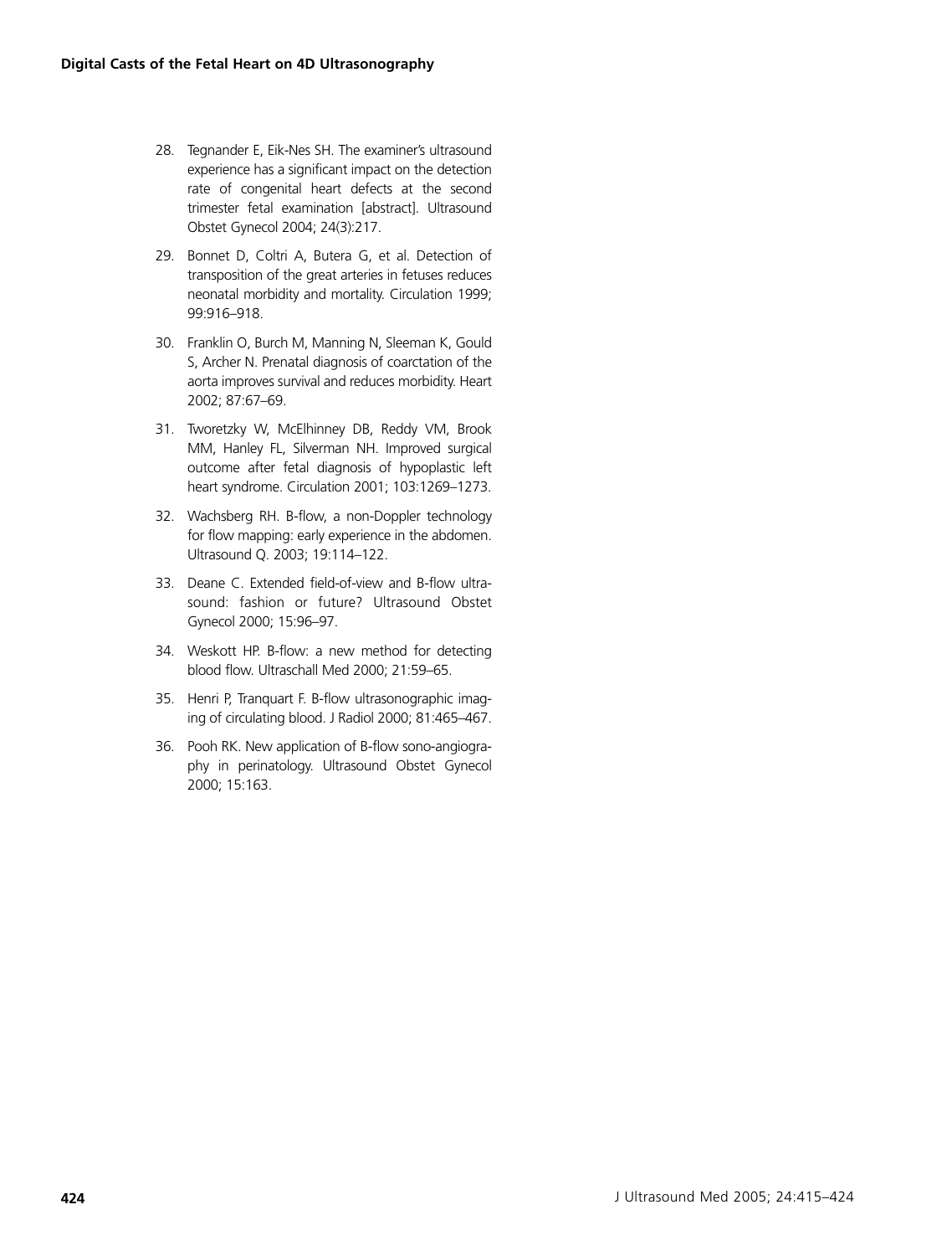28. Tegnander E, Eik-Nes SH. The examiner's ultrasound experience has a significant impact on the detection rate of congenital heart defects at the second trimester fetal examination [abstract]. Ultrasound Obstet Gynecol 2004; 24(3):217.

29. Bonnet D, Coltri A, Butera G, et al. Detection of transposition of the great arteries in fetuses reduces neonatal morbidity and mortality. Circulation 1999; 99:916–918.

30. Franklin O, Burch M, Manning N, Sleeman K, Gould S, Archer N. Prenatal diagnosis of coarctation of the aorta improves survival and reduces morbidity. Heart 2002; 87:67–69.

31. Tworetzky W, McElhinney DB, Reddy VM, Brook MM, Hanley FL, Silverman NH. Improved surgical outcome after fetal diagnosis of hypoplastic left heart syndrome. Circulation 2001; 103:1269–1273.

32. Wachsberg RH. B-flow, a non-Doppler technology for flow mapping: early experience in the abdomen. Ultrasound Q. 2003; 19:114–122.

33. Deane C. Extended field-of-view and B-flow ultrasound: fashion or future? Ultrasound Obstet Gynecol 2000; 15:96–97.

34. Weskott HP. B-flow: a new method for detecting blood flow. Ultraschall Med 2000; 21:59–65.

35. Henri P, Tranquart F. B-flow ultrasonographic imaging of circulating blood. J Radiol 2000; 81:465–467.

36. Pooh RK. New application of B-flow sono-angiography in perinatology. Ultrasound Obstet Gynecol 2000; 15:163.